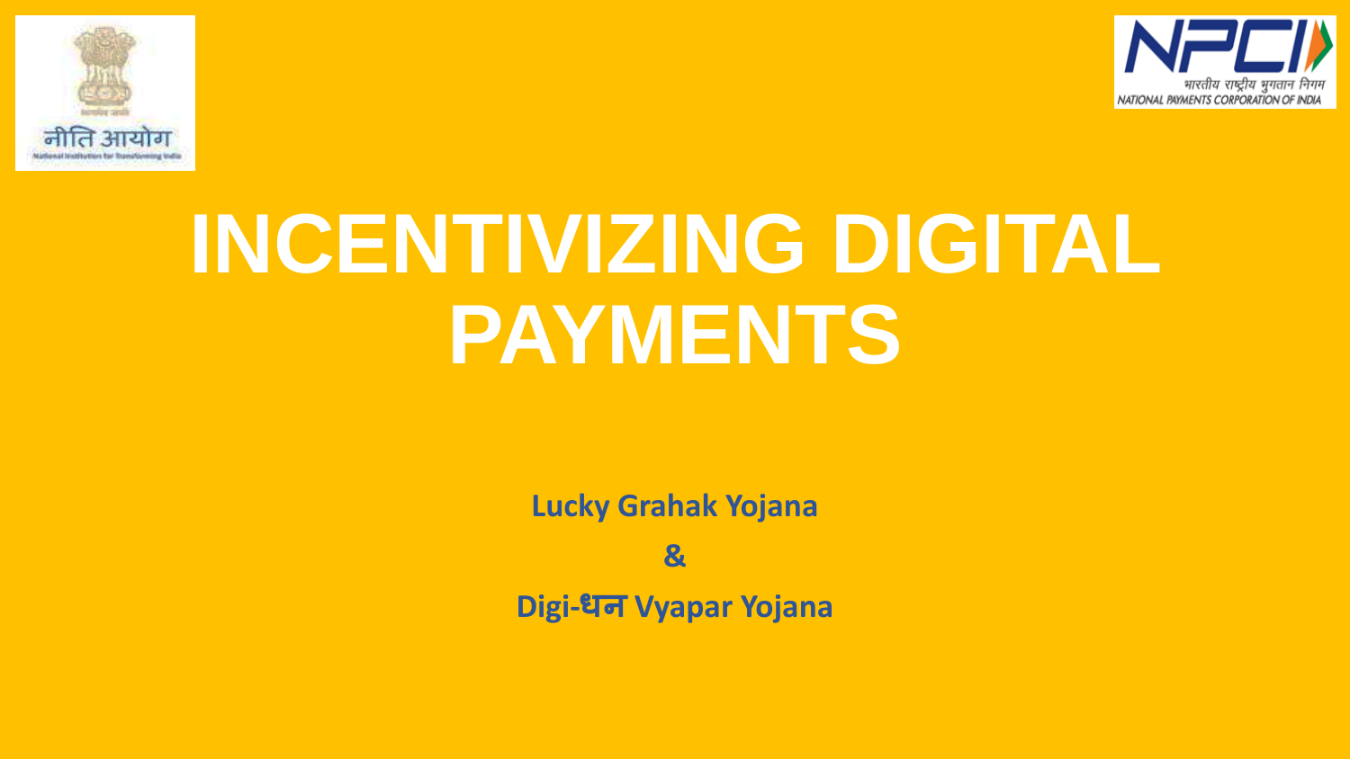# INCENTIVIZING DIGITAL PAYMENTS

**Lucky Grahak Yojana**

**&**

**Digi-धन Vyapar Yojana**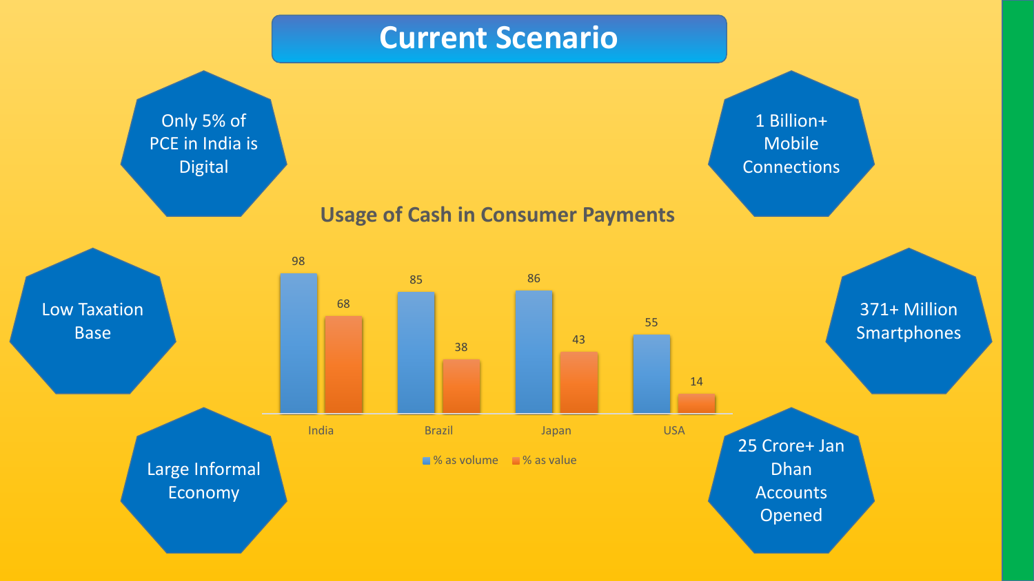# Current Scenario

- Only 5% of PCE in India is Digital
- Low Taxation Base
- Large Informal Economy
- 1 Billion+ Mobile Connections
- 371+ Million Smartphones
- 25 Crore+ Jan Dhan Accounts Opened

## Usage of Cash in Consumer Payments

| Country | % as volume | % as value |
|---|---|---|
| India | 98 | 68 |
| Brazil | 85 | 38 |
| Japan | 86 | 43 |
| USA | 55 | 14 |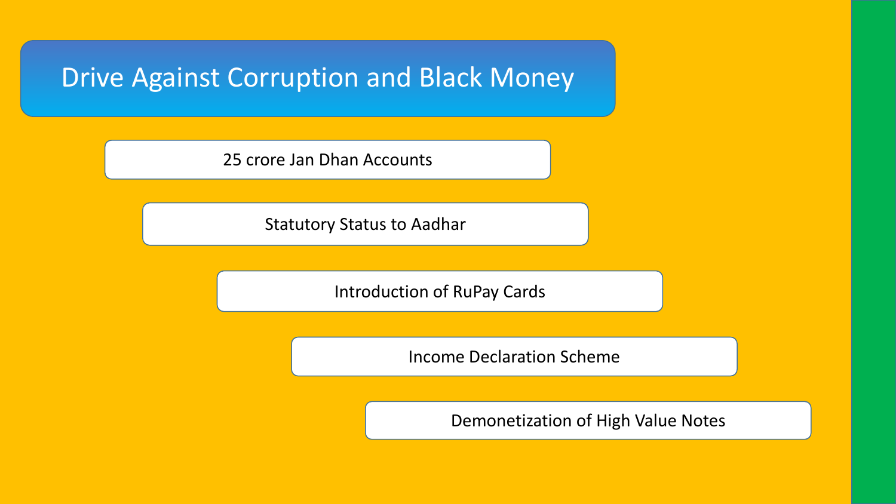# Drive Against Corruption and Black Money

- 25 crore Jan Dhan Accounts
- Statutory Status to Aadhar
- Introduction of RuPay Cards
- Income Declaration Scheme
- Demonetization of High Value Notes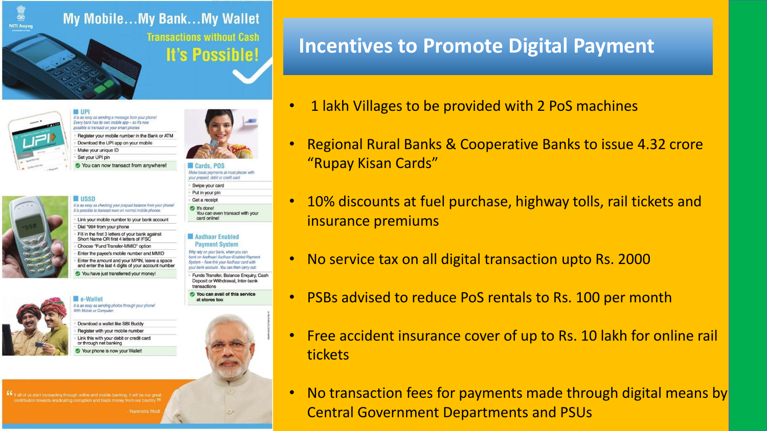# My Mobile...My Bank...My Wallet

## Transactions without Cash

## It's Possible!

### UPI

*It is as easy as sending a message from your phone! Every bank has its own mobile app – so it's now possible to transact on your smart phones*

- Register your mobile number in the Bank or ATM
- Download the UPI app on your mobile
- Make your unique ID
- Set your UPI pin
- You can now transact from anywhere!

### Cards, POS

*Make basic payments at most places with your prepaid, debit or credit card*

- Swipe your card
- Put in your pin
- Get a receipt
- It's done! You can even transact with your card online!

### USSD

*It is as easy as checking your prepaid balance from your phone! It is possible to transact even on normal mobile phones*

- Link your mobile number to your bank account
- Dial *99# from your phone
- Fill in the first 3 letters of your bank against Short Name OR first 4 letters of IFSC
- Choose "Fund Transfer-MMID" option
- Enter the payee's mobile number and MMID
- Enter the amount and your MPIN, leave a space and enter the last 4 digits of your account number
- You have just transferred your money!

### Aadhaar Enabled Payment System

*Why rely on your bank, when you can bank on Aadhaar! Aadhaar-Enabled Payment System – Now link your Aadhaar card with your bank account. You can then carry out:*

- Funds Transfer, Balance Enquiry, Cash Deposit or Withdrawal, Inter-bank transactions
- You can avail of this service at stores too

### e-Wallet

*It is as easy as sending photos through your phone! With Mobile or Computer:*

- Download a wallet like SBI Buddy
- Register with your mobile number
- Link this with your debit or credit card or through net banking
- Your phone is now your Wallet!

"If all of us start transacting through online and mobile banking, it will be our great contribution towards eradicating corruption and black money from our country"

- Narendra Modi

# Incentives to Promote Digital Payment

- 1 lakh Villages to be provided with 2 PoS machines
- Regional Rural Banks & Cooperative Banks to issue 4.32 crore "Rupay Kisan Cards"
- 10% discounts at fuel purchase, highway tolls, rail tickets and insurance premiums
- No service tax on all digital transaction upto Rs. 2000
- PSBs advised to reduce PoS rentals to Rs. 100 per month
- Free accident insurance cover of up to Rs. 10 lakh for online rail tickets
- No transaction fees for payments made through digital means by Central Government Departments and PSUs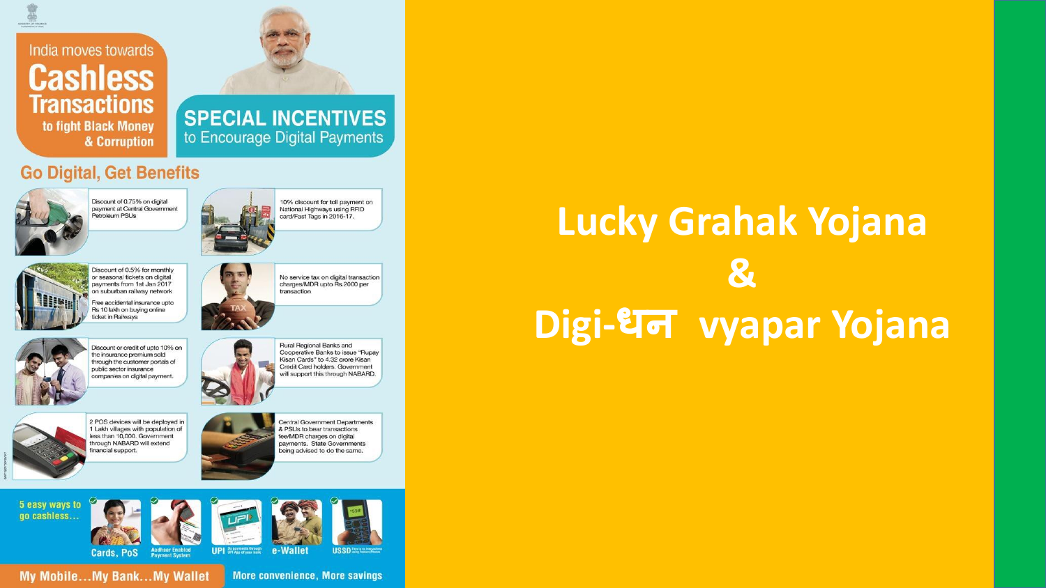India moves towards

# Cashless Transactions

to fight Black Money & Corruption

## SPECIAL INCENTIVES

to Encourage Digital Payments

### Go Digital, Get Benefits

- Discount of 0.75% on digital payment at Central Government Petroleum PSUs
- 10% discount for toll payment on National Highways using RFID card/Fast Tags in 2016-17.
- Discount of 0.5% for monthly or seasonal tickets on digital payments from 1st Jan 2017 on suburban railway network
- Free accidental insurance upto Rs 10 lakh on buying online ticket in Railways
- No service tax on digital transaction charges/MDR upto Rs.2000 per transaction
- Discount or credit of upto 10% on the insurance premium sold through the customer portals of public sector insurance companies on digital payment.
- Rural Regional Banks and Cooperative Banks to issue "Rupay Kisan Cards" to 4.32 crore Kisan Credit Card holders. Government will support this through NABARD.
- 2 POS devices will be deployed in 1 Lakh villages with population of less than 10,000. Government through NABARD will extend financial support.
- Central Government Departments & PSUs to bear transactions fee/MDR charges on digital payments. State Governments being advised to do the same.

5 easy ways to go cashless...

- Cards, PoS
- Aadhaar Enabled Payment System
- UPI
- e-Wallet
- USSD

My Mobile...My Bank...My Wallet

More convenience, More savings

# Lucky Grahak Yojana & Digi-धन vyapar Yojana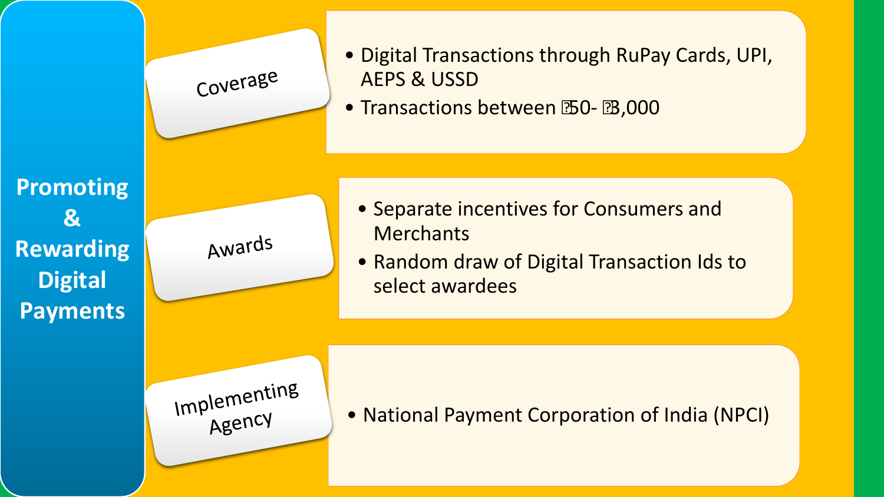# Promoting & Rewarding Digital Payments

## Coverage

- Digital Transactions through RuPay Cards, UPI, AEPS & USSD
- Transactions between ₹50- ₹3,000

## Awards

- Separate incentives for Consumers and Merchants
- Random draw of Digital Transaction Ids to select awardees

## Implementing Agency

- National Payment Corporation of India (NPCI)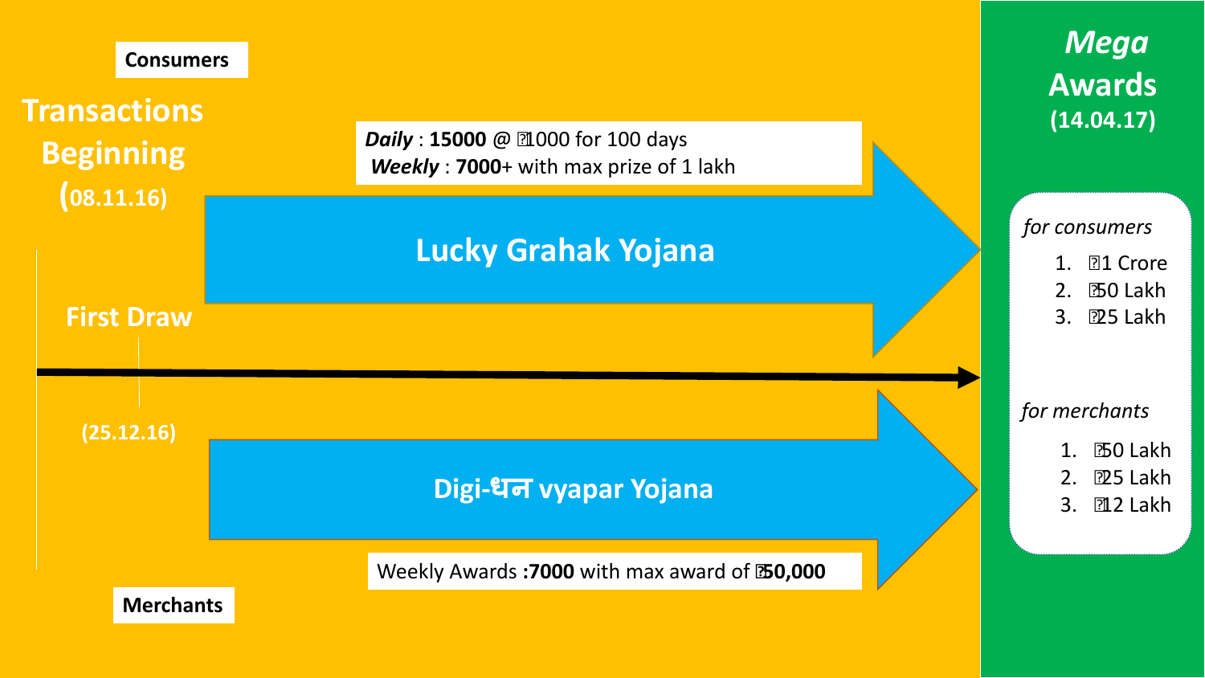Consumers

**Transactions Beginning (08.11.16)**

**First Draw (25.12.16)**

***Daily*** : **15000** @ ₹1000 for 100 days
***Weekly*** : **7000**+ with max prize of 1 lakh

## Lucky Grahak Yojana

## Digi-धन vyapar Yojana

Weekly Awards **:7000** with max award of ₹**50,000**

Merchants

## *Mega* Awards (14.04.17)

*for consumers*

1. ₹1 Crore
2. ₹50 Lakh
3. ₹25 Lakh

*for merchants*

1. ₹50 Lakh
2. ₹25 Lakh
3. ₹12 Lakh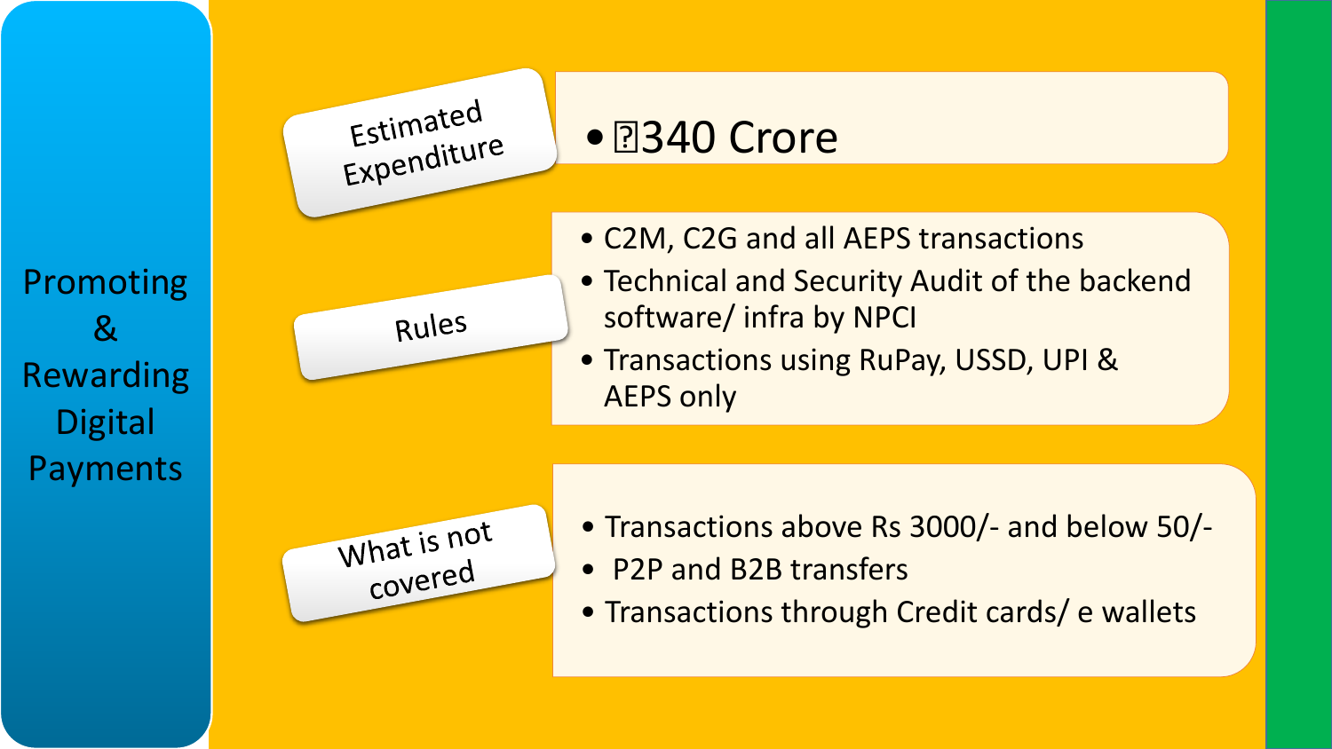# Promoting & Rewarding Digital Payments

## Estimated Expenditure

- ₹340 Crore

## Rules

- C2M, C2G and all AEPS transactions
- Technical and Security Audit of the backend software/ infra by NPCI
- Transactions using RuPay, USSD, UPI & AEPS only

## What is not covered

- Transactions above Rs 3000/- and below 50/-
- P2P and B2B transfers
- Transactions through Credit cards/ e wallets